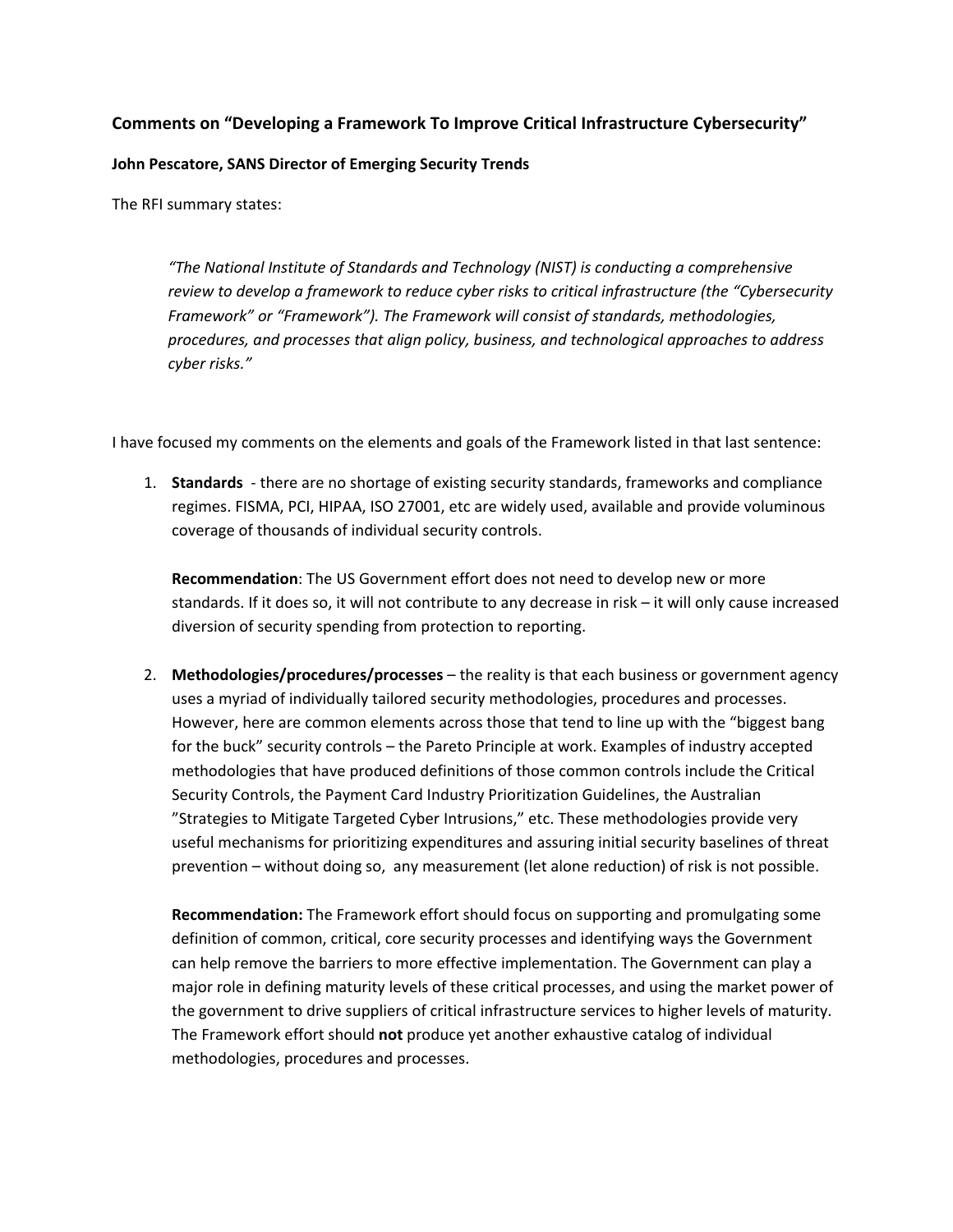### Comments on "Developing a Framework To Improve Critical Infrastructure Cybersecurity"

**John Pescatore, SANS Director of Emerging Security Trends**

The RFI summary states:

> *"The National Institute of Standards and Technology (NIST) is conducting a comprehensive review to develop a framework to reduce cyber risks to critical infrastructure (the "Cybersecurity Framework" or "Framework"). The Framework will consist of standards, methodologies, procedures, and processes that align policy, business, and technological approaches to address cyber risks."*

I have focused my comments on the elements and goals of the Framework listed in that last sentence:

1. **Standards** - there are no shortage of existing security standards, frameworks and compliance regimes. FISMA, PCI, HIPAA, ISO 27001, etc are widely used, available and provide voluminous coverage of thousands of individual security controls.

   **Recommendation**: The US Government effort does not need to develop new or more standards. If it does so, it will not contribute to any decrease in risk – it will only cause increased diversion of security spending from protection to reporting.

2. **Methodologies/procedures/processes** – the reality is that each business or government agency uses a myriad of individually tailored security methodologies, procedures and processes. However, here are common elements across those that tend to line up with the "biggest bang for the buck" security controls – the Pareto Principle at work. Examples of industry accepted methodologies that have produced definitions of those common controls include the Critical Security Controls, the Payment Card Industry Prioritization Guidelines, the Australian "Strategies to Mitigate Targeted Cyber Intrusions," etc. These methodologies provide very useful mechanisms for prioritizing expenditures and assuring initial security baselines of threat prevention – without doing so, any measurement (let alone reduction) of risk is not possible.

   **Recommendation:** The Framework effort should focus on supporting and promulgating some definition of common, critical, core security processes and identifying ways the Government can help remove the barriers to more effective implementation. The Government can play a major role in defining maturity levels of these critical processes, and using the market power of the government to drive suppliers of critical infrastructure services to higher levels of maturity. The Framework effort should **not** produce yet another exhaustive catalog of individual methodologies, procedures and processes.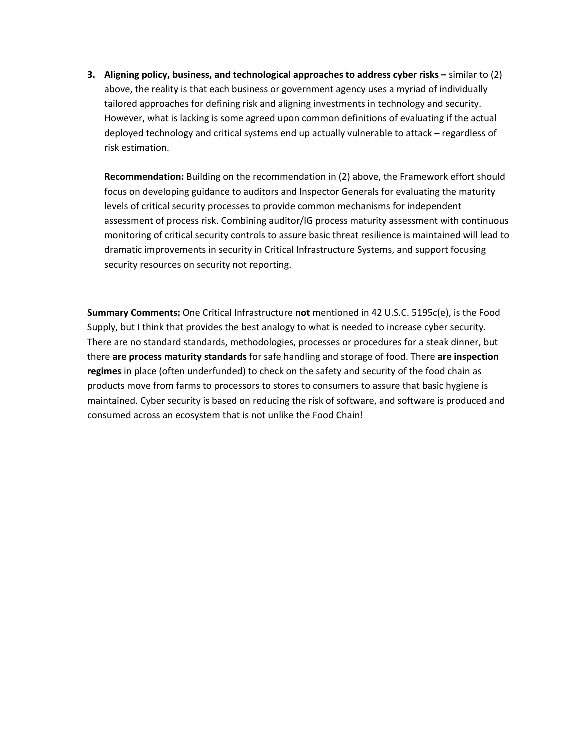3. **Aligning policy, business, and technological approaches to address cyber risks –** similar to (2) above, the reality is that each business or government agency uses a myriad of individually tailored approaches for defining risk and aligning investments in technology and security. However, what is lacking is some agreed upon common definitions of evaluating if the actual deployed technology and critical systems end up actually vulnerable to attack – regardless of risk estimation.

   **Recommendation:** Building on the recommendation in (2) above, the Framework effort should focus on developing guidance to auditors and Inspector Generals for evaluating the maturity levels of critical security processes to provide common mechanisms for independent assessment of process risk. Combining auditor/IG process maturity assessment with continuous monitoring of critical security controls to assure basic threat resilience is maintained will lead to dramatic improvements in security in Critical Infrastructure Systems, and support focusing security resources on security not reporting.

**Summary Comments:** One Critical Infrastructure **not** mentioned in 42 U.S.C. 5195c(e), is the Food Supply, but I think that provides the best analogy to what is needed to increase cyber security. There are no standard standards, methodologies, processes or procedures for a steak dinner, but there **are process maturity standards** for safe handling and storage of food. There **are inspection regimes** in place (often underfunded) to check on the safety and security of the food chain as products move from farms to processors to stores to consumers to assure that basic hygiene is maintained. Cyber security is based on reducing the risk of software, and software is produced and consumed across an ecosystem that is not unlike the Food Chain!